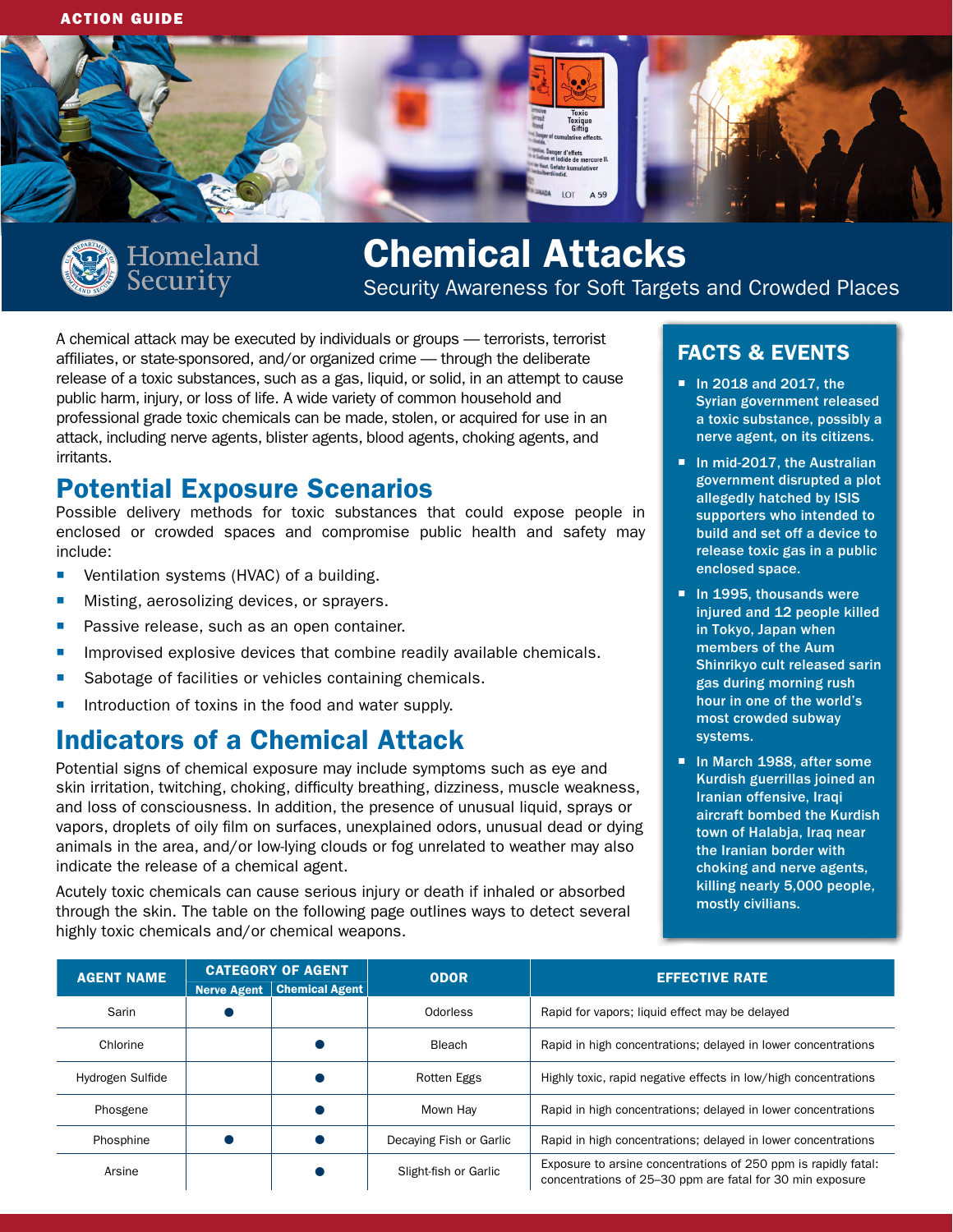ACTION GUIDE

Homeland Security

# Chemical Attacks

Security Awareness for Soft Targets and Crowded Places

A chemical attack may be executed by individuals or groups — terrorists, terrorist affiliates, or state-sponsored, and/or organized crime — through the deliberate release of a toxic substances, such as a gas, liquid, or solid, in an attempt to cause public harm, injury, or loss of life. A wide variety of common household and professional grade toxic chemicals can be made, stolen, or acquired for use in an attack, including nerve agents, blister agents, blood agents, choking agents, and irritants.

## Potential Exposure Scenarios

Possible delivery methods for toxic substances that could expose people in enclosed or crowded spaces and compromise public health and safety may include:

- Ventilation systems (HVAC) of a building.
- Misting, aerosolizing devices, or sprayers.
- Passive release, such as an open container.
- Improvised explosive devices that combine readily available chemicals.
- Sabotage of facilities or vehicles containing chemicals.
- Introduction of toxins in the food and water supply.

## Indicators of a Chemical Attack

Potential signs of chemical exposure may include symptoms such as eye and skin irritation, twitching, choking, difficulty breathing, dizziness, muscle weakness, and loss of consciousness. In addition, the presence of unusual liquid, sprays or vapors, droplets of oily film on surfaces, unexplained odors, unusual dead or dying animals in the area, and/or low-lying clouds or fog unrelated to weather may also indicate the release of a chemical agent.

Acutely toxic chemicals can cause serious injury or death if inhaled or absorbed through the skin. The table on the following page outlines ways to detect several highly toxic chemicals and/or chemical weapons.

## FACTS & EVENTS

- **In 2018 and 2017, the Syrian government released a toxic substance, possibly a nerve agent, on its citizens.**
- **In mid-2017, the Australian government disrupted a plot allegedly hatched by ISIS supporters who intended to build and set off a device to release toxic gas in a public enclosed space.**
- **In 1995, thousands were injured and 12 people killed in Tokyo, Japan when members of the Aum Shinrikyo cult released sarin gas during morning rush hour in one of the world's most crowded subway systems.**
- **In March 1988, after some Kurdish guerrillas joined an Iranian offensive, Iraqi aircraft bombed the Kurdish town of Halabja, Iraq near the Iranian border with choking and nerve agents, killing nearly 5,000 people, mostly civilians.**

| AGENT NAME | CATEGORY OF AGENT | | ODOR | EFFECTIVE RATE |
|---|---|---|---|---|
| | Nerve Agent | Chemical Agent | | |
| Sarin | ● | | Odorless | Rapid for vapors; liquid effect may be delayed |
| Chlorine | | ● | Bleach | Rapid in high concentrations; delayed in lower concentrations |
| Hydrogen Sulfide | | ● | Rotten Eggs | Highly toxic, rapid negative effects in low/high concentrations |
| Phosgene | | ● | Mown Hay | Rapid in high concentrations; delayed in lower concentrations |
| Phosphine | ● | ● | Decaying Fish or Garlic | Rapid in high concentrations; delayed in lower concentrations |
| Arsine | | ● | Slight-fish or Garlic | Exposure to arsine concentrations of 250 ppm is rapidly fatal: concentrations of 25–30 ppm are fatal for 30 min exposure |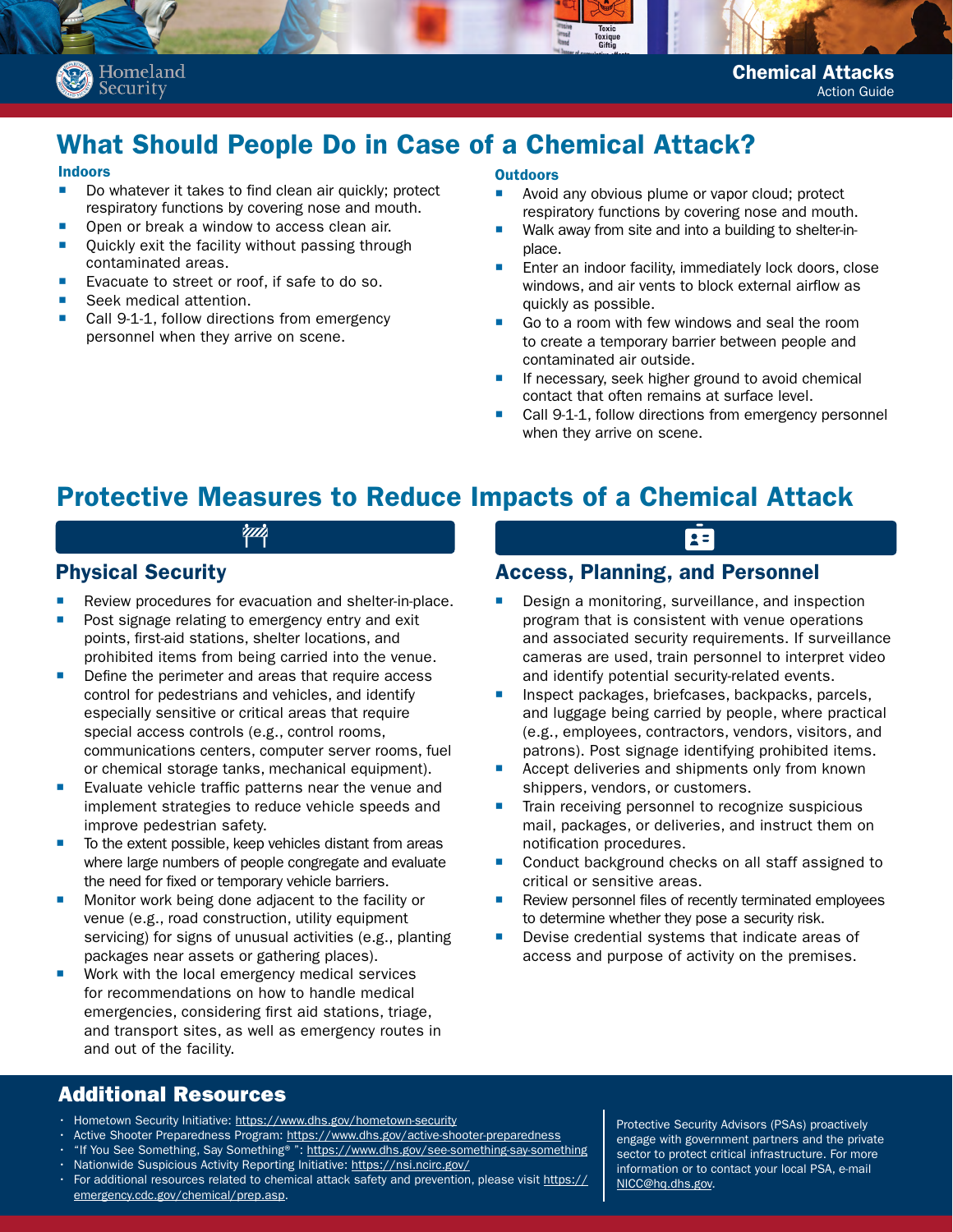# What Should People Do in Case of a Chemical Attack?

### Indoors

- Do whatever it takes to find clean air quickly; protect respiratory functions by covering nose and mouth.
- Open or break a window to access clean air.
- Quickly exit the facility without passing through contaminated areas.
- Evacuate to street or roof, if safe to do so.
- Seek medical attention.
- Call 9-1-1, follow directions from emergency personnel when they arrive on scene.

### Outdoors

- Avoid any obvious plume or vapor cloud; protect respiratory functions by covering nose and mouth.
- Walk away from site and into a building to shelter-in-place.
- Enter an indoor facility, immediately lock doors, close windows, and air vents to block external airflow as quickly as possible.
- Go to a room with few windows and seal the room to create a temporary barrier between people and contaminated air outside.
- If necessary, seek higher ground to avoid chemical contact that often remains at surface level.
- Call 9-1-1, follow directions from emergency personnel when they arrive on scene.

# Protective Measures to Reduce Impacts of a Chemical Attack

## Physical Security

- Review procedures for evacuation and shelter-in-place.
- Post signage relating to emergency entry and exit points, first-aid stations, shelter locations, and prohibited items from being carried into the venue.
- Define the perimeter and areas that require access control for pedestrians and vehicles, and identify especially sensitive or critical areas that require special access controls (e.g., control rooms, communications centers, computer server rooms, fuel or chemical storage tanks, mechanical equipment).
- Evaluate vehicle traffic patterns near the venue and implement strategies to reduce vehicle speeds and improve pedestrian safety.
- To the extent possible, keep vehicles distant from areas where large numbers of people congregate and evaluate the need for fixed or temporary vehicle barriers.
- Monitor work being done adjacent to the facility or venue (e.g., road construction, utility equipment servicing) for signs of unusual activities (e.g., planting packages near assets or gathering places).
- Work with the local emergency medical services for recommendations on how to handle medical emergencies, considering first aid stations, triage, and transport sites, as well as emergency routes in and out of the facility.

## Access, Planning, and Personnel

- Design a monitoring, surveillance, and inspection program that is consistent with venue operations and associated security requirements. If surveillance cameras are used, train personnel to interpret video and identify potential security-related events.
- Inspect packages, briefcases, backpacks, parcels, and luggage being carried by people, where practical (e.g., employees, contractors, vendors, visitors, and patrons). Post signage identifying prohibited items.
- Accept deliveries and shipments only from known shippers, vendors, or customers.
- Train receiving personnel to recognize suspicious mail, packages, or deliveries, and instruct them on notification procedures.
- Conduct background checks on all staff assigned to critical or sensitive areas.
- Review personnel files of recently terminated employees to determine whether they pose a security risk.
- Devise credential systems that indicate areas of access and purpose of activity on the premises.

## Additional Resources

- Hometown Security Initiative: https://www.dhs.gov/hometown-security
- Active Shooter Preparedness Program: https://www.dhs.gov/active-shooter-preparedness
- "If You See Something, Say Something®": https://www.dhs.gov/see-something-say-something
- Nationwide Suspicious Activity Reporting Initiative: https://nsi.ncirc.gov/
- For additional resources related to chemical attack safety and prevention, please visit https://emergency.cdc.gov/chemical/prep.asp.

Protective Security Advisors (PSAs) proactively engage with government partners and the private sector to protect critical infrastructure. For more information or to contact your local PSA, e-mail NICC@hq.dhs.gov.